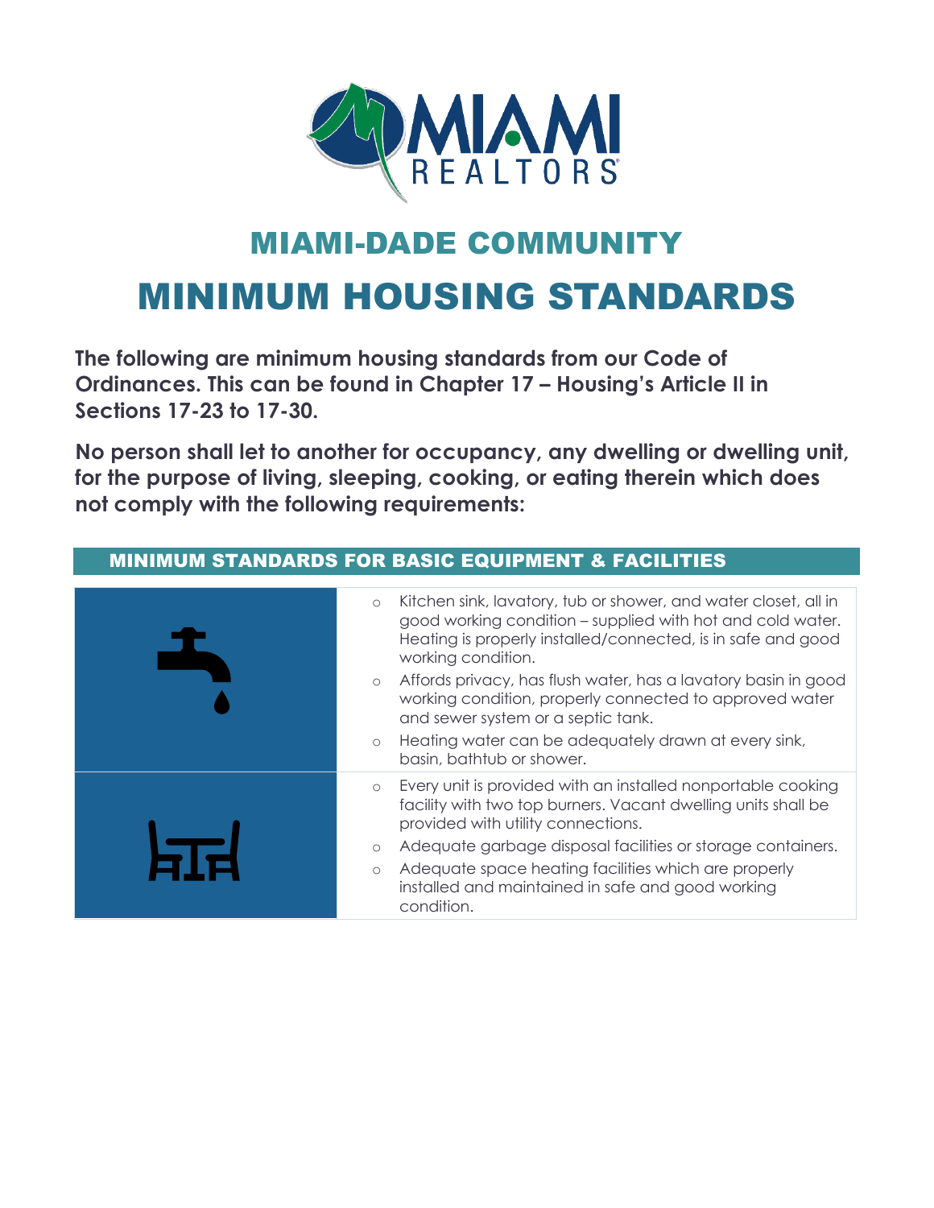MIAMI REALTORS®

# MIAMI-DADE COMMUNITY

# MINIMUM HOUSING STANDARDS

**The following are minimum housing standards from our Code of Ordinances. This can be found in Chapter 17 – Housing's Article II in Sections 17-23 to 17-30.**

**No person shall let to another for occupancy, any dwelling or dwelling unit, for the purpose of living, sleeping, cooking, or eating therein which does not comply with the following requirements:**

## MINIMUM STANDARDS FOR BASIC EQUIPMENT & FACILITIES

- Kitchen sink, lavatory, tub or shower, and water closet, all in good working condition – supplied with hot and cold water. Heating is properly installed/connected, is in safe and good working condition.
- Affords privacy, has flush water, has a lavatory basin in good working condition, properly connected to approved water and sewer system or a septic tank.
- Heating water can be adequately drawn at every sink, basin, bathtub or shower.

- Every unit is provided with an installed nonportable cooking facility with two top burners. Vacant dwelling units shall be provided with utility connections.
- Adequate garbage disposal facilities or storage containers.
- Adequate space heating facilities which are properly installed and maintained in safe and good working condition.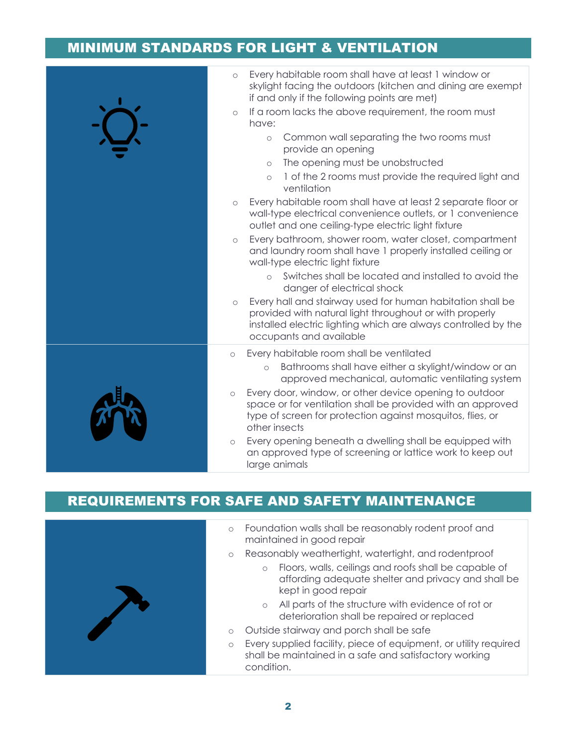## MINIMUM STANDARDS FOR LIGHT & VENTILATION

- Every habitable room shall have at least 1 window or skylight facing the outdoors (kitchen and dining are exempt if and only if the following points are met)
- If a room lacks the above requirement, the room must have:
  - Common wall separating the two rooms must provide an opening
  - The opening must be unobstructed
  - 1 of the 2 rooms must provide the required light and ventilation
- Every habitable room shall have at least 2 separate floor or wall-type electrical convenience outlets, or 1 convenience outlet and one ceiling-type electric light fixture
- Every bathroom, shower room, water closet, compartment and laundry room shall have 1 properly installed ceiling or wall-type electric light fixture
  - Switches shall be located and installed to avoid the danger of electrical shock
- Every hall and stairway used for human habitation shall be provided with natural light throughout or with properly installed electric lighting which are always controlled by the occupants and available

- Every habitable room shall be ventilated
  - Bathrooms shall have either a skylight/window or an approved mechanical, automatic ventilating system
- Every door, window, or other device opening to outdoor space or for ventilation shall be provided with an approved type of screen for protection against mosquitos, flies, or other insects
- Every opening beneath a dwelling shall be equipped with an approved type of screening or lattice work to keep out large animals

## REQUIREMENTS FOR SAFE AND SAFETY MAINTENANCE

- Foundation walls shall be reasonably rodent proof and maintained in good repair
- Reasonably weathertight, watertight, and rodentproof
  - Floors, walls, ceilings and roofs shall be capable of affording adequate shelter and privacy and shall be kept in good repair
  - All parts of the structure with evidence of rot or deterioration shall be repaired or replaced
- Outside stairway and porch shall be safe
- Every supplied facility, piece of equipment, or utility required shall be maintained in a safe and satisfactory working condition.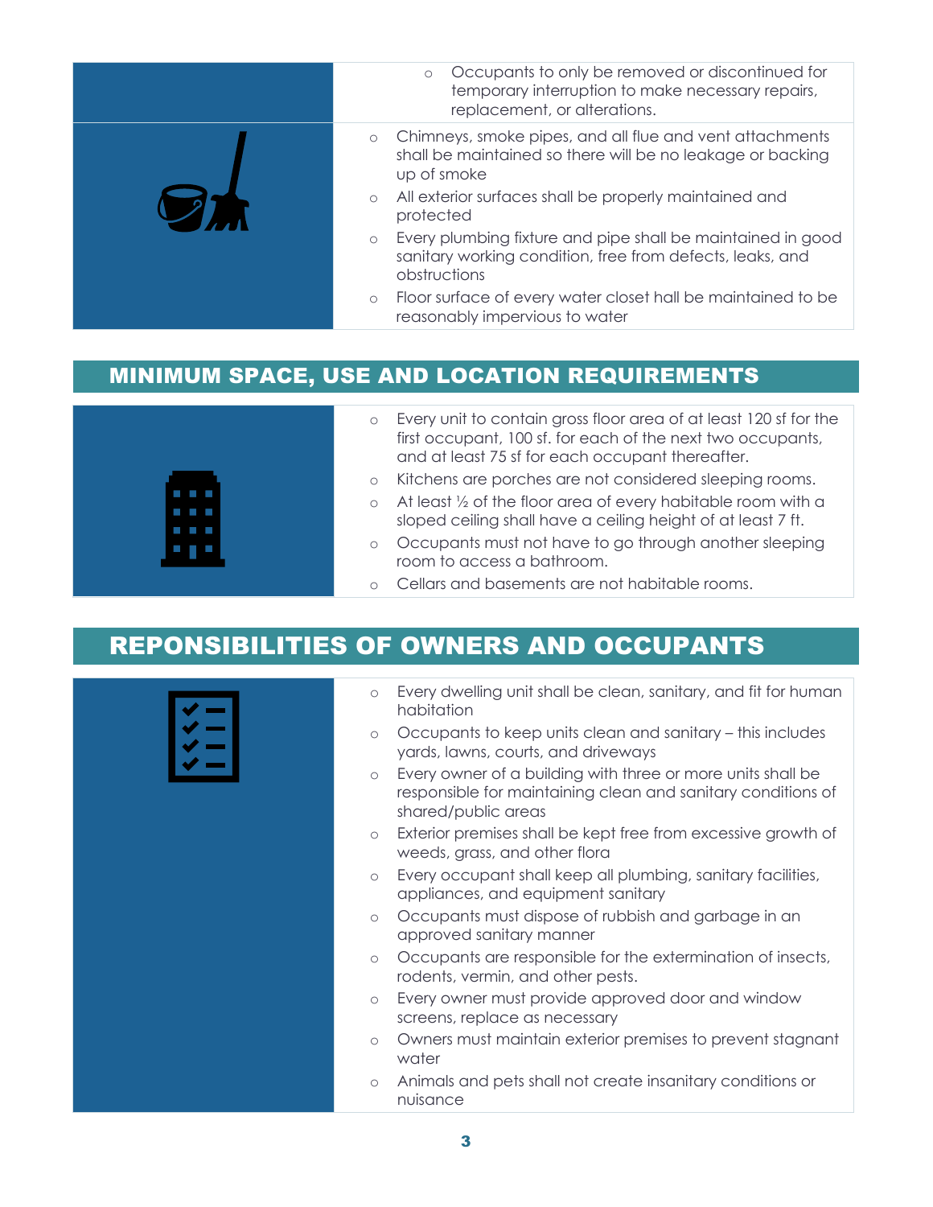- Occupants to only be removed or discontinued for temporary interruption to make necessary repairs, replacement, or alterations.

- Chimneys, smoke pipes, and all flue and vent attachments shall be maintained so there will be no leakage or backing up of smoke
- All exterior surfaces shall be properly maintained and protected
- Every plumbing fixture and pipe shall be maintained in good sanitary working condition, free from defects, leaks, and obstructions
- Floor surface of every water closet hall be maintained to be reasonably impervious to water

## MINIMUM SPACE, USE AND LOCATION REQUIREMENTS

- Every unit to contain gross floor area of at least 120 sf for the first occupant, 100 sf. for each of the next two occupants, and at least 75 sf for each occupant thereafter.
- Kitchens are porches are not considered sleeping rooms.
- At least ½ of the floor area of every habitable room with a sloped ceiling shall have a ceiling height of at least 7 ft.
- Occupants must not have to go through another sleeping room to access a bathroom.
- Cellars and basements are not habitable rooms.

## REPONSIBILITIES OF OWNERS AND OCCUPANTS

- Every dwelling unit shall be clean, sanitary, and fit for human habitation
- Occupants to keep units clean and sanitary – this includes yards, lawns, courts, and driveways
- Every owner of a building with three or more units shall be responsible for maintaining clean and sanitary conditions of shared/public areas
- Exterior premises shall be kept free from excessive growth of weeds, grass, and other flora
- Every occupant shall keep all plumbing, sanitary facilities, appliances, and equipment sanitary
- Occupants must dispose of rubbish and garbage in an approved sanitary manner
- Occupants are responsible for the extermination of insects, rodents, vermin, and other pests.
- Every owner must provide approved door and window screens, replace as necessary
- Owners must maintain exterior premises to prevent stagnant water
- Animals and pets shall not create insanitary conditions or nuisance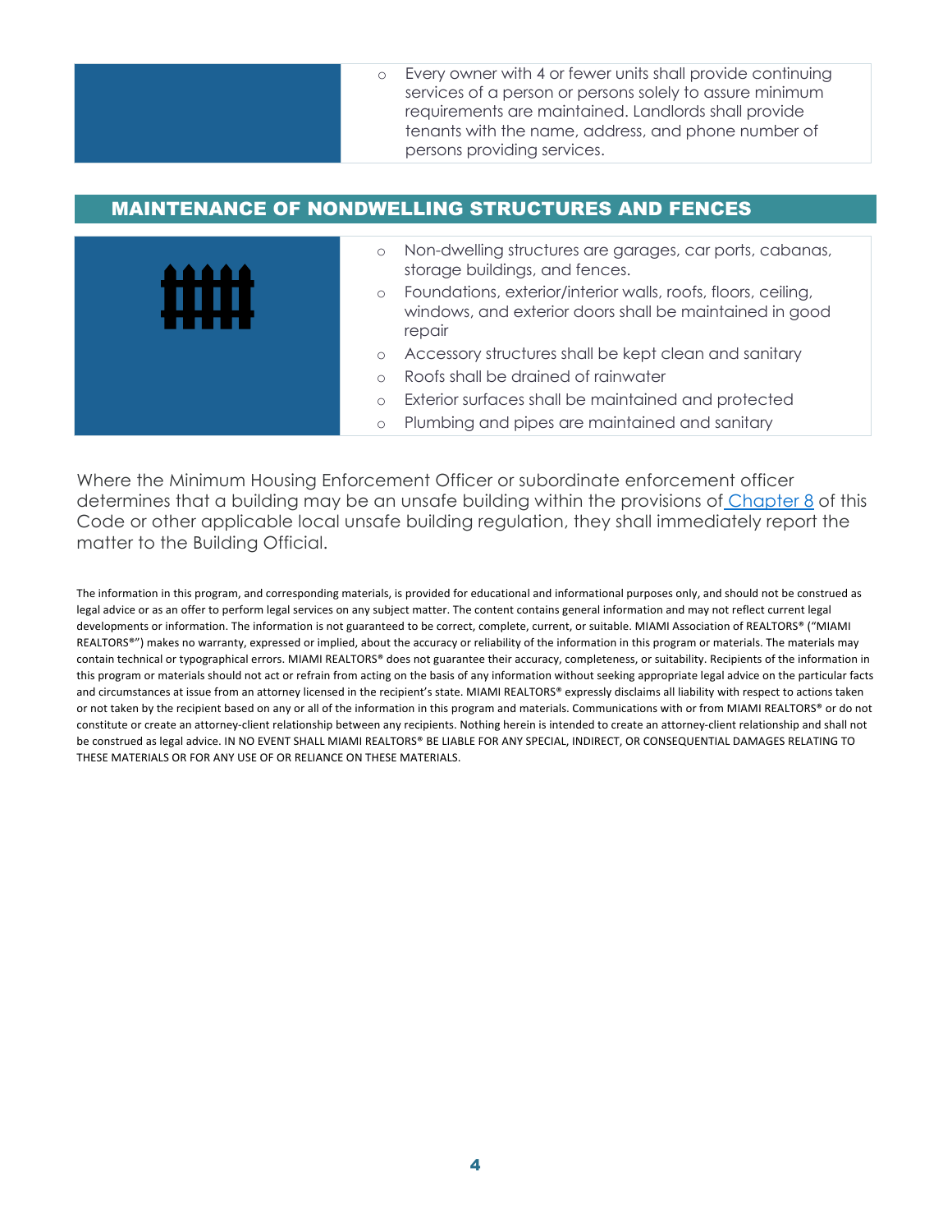- Every owner with 4 or fewer units shall provide continuing services of a person or persons solely to assure minimum requirements are maintained. Landlords shall provide tenants with the name, address, and phone number of persons providing services.

## MAINTENANCE OF NONDWELLING STRUCTURES AND FENCES

- Non-dwelling structures are garages, car ports, cabanas, storage buildings, and fences.
- Foundations, exterior/interior walls, roofs, floors, ceiling, windows, and exterior doors shall be maintained in good repair
- Accessory structures shall be kept clean and sanitary
- Roofs shall be drained of rainwater
- Exterior surfaces shall be maintained and protected
- Plumbing and pipes are maintained and sanitary

Where the Minimum Housing Enforcement Officer or subordinate enforcement officer determines that a building may be an unsafe building within the provisions of Chapter 8 of this Code or other applicable local unsafe building regulation, they shall immediately report the matter to the Building Official.

The information in this program, and corresponding materials, is provided for educational and informational purposes only, and should not be construed as legal advice or as an offer to perform legal services on any subject matter. The content contains general information and may not reflect current legal developments or information. The information is not guaranteed to be correct, complete, current, or suitable. MIAMI Association of REALTORS® ("MIAMI REALTORS®") makes no warranty, expressed or implied, about the accuracy or reliability of the information in this program or materials. The materials may contain technical or typographical errors. MIAMI REALTORS® does not guarantee their accuracy, completeness, or suitability. Recipients of the information in this program or materials should not act or refrain from acting on the basis of any information without seeking appropriate legal advice on the particular facts and circumstances at issue from an attorney licensed in the recipient's state. MIAMI REALTORS® expressly disclaims all liability with respect to actions taken or not taken by the recipient based on any or all of the information in this program and materials. Communications with or from MIAMI REALTORS® or do not constitute or create an attorney-client relationship between any recipients. Nothing herein is intended to create an attorney-client relationship and shall not be construed as legal advice. IN NO EVENT SHALL MIAMI REALTORS® BE LIABLE FOR ANY SPECIAL, INDIRECT, OR CONSEQUENTIAL DAMAGES RELATING TO THESE MATERIALS OR FOR ANY USE OF OR RELIANCE ON THESE MATERIALS.